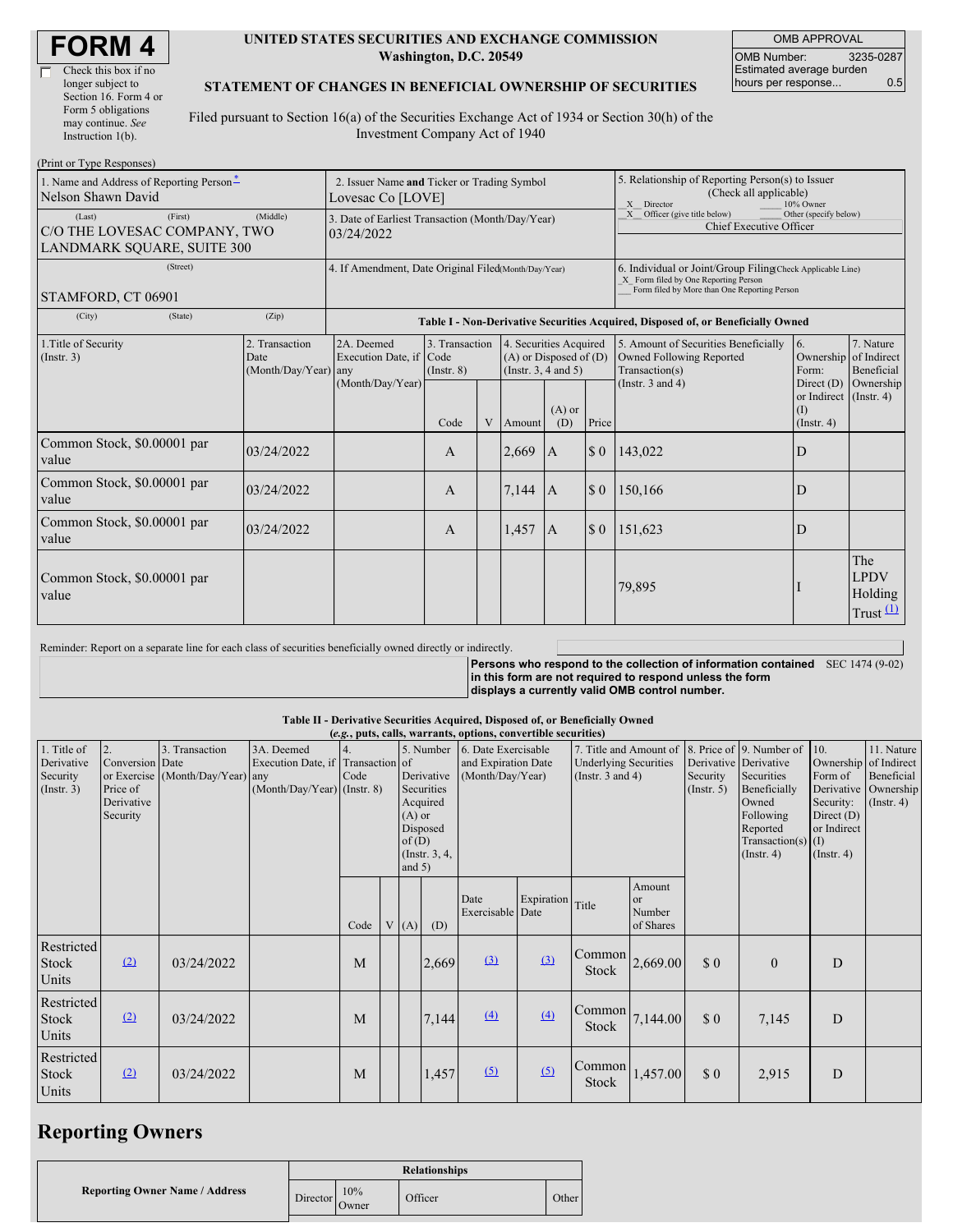# FORM 4

☐ Check this box if no longer subject to Section 16. Form 4 or Form 5 obligations may continue. *See* Instruction 1(b).

**UNITED STATES SECURITIES AND EXCHANGE COMMISSION**
**Washington, D.C. 20549**

**STATEMENT OF CHANGES IN BENEFICIAL OWNERSHIP OF SECURITIES**

Filed pursuant to Section 16(a) of the Securities Exchange Act of 1934 or Section 30(h) of the Investment Company Act of 1940

| OMB APPROVAL | |
|---|---|
| OMB Number: | 3235-0287 |
| Estimated average burden hours per response... | 0.5 |

(Print or Type Responses)

| 1. Name and Address of Reporting Person* | 2. Issuer Name and Ticker or Trading Symbol | 5. Relationship of Reporting Person(s) to Issuer (Check all applicable) |
|---|---|---|
| Nelson Shawn David | Lovesac Co [LOVE] | X Director ___ 10% Owner |
| (Last) (First) (Middle) C/O THE LOVESAC COMPANY, TWO LANDMARK SQUARE, SUITE 300 | 3. Date of Earliest Transaction (Month/Day/Year) 03/24/2022 | X Officer (give title below) ___ Other (specify below) Chief Executive Officer |
| (Street) STAMFORD, CT 06901 | 4. If Amendment, Date Original Filed (Month/Day/Year) | 6. Individual or Joint/Group Filing (Check Applicable Line) X Form filed by One Reporting Person ___ Form filed by More than One Reporting Person |
| (City) (State) (Zip) | | |

**Table I - Non-Derivative Securities Acquired, Disposed of, or Beneficially Owned**

| 1.Title of Security (Instr. 3) | 2. Transaction Date (Month/Day/Year) | 2A. Deemed Execution Date, if any (Month/Day/Year) | 3. Transaction Code (Instr. 8) | | 4. Securities Acquired (A) or Disposed of (D) (Instr. 3, 4 and 5) | | | 5. Amount of Securities Beneficially Owned Following Reported Transaction(s) (Instr. 3 and 4) | 6. Ownership Form: Direct (D) or Indirect (I) (Instr. 4) | 7. Nature of Indirect Beneficial Ownership (Instr. 4) |
|---|---|---|---|---|---|---|---|---|---|---|
| | | | Code | V | Amount | (A) or (D) | Price | | | |
| Common Stock, $0.00001 par value | 03/24/2022 | | A | | 2,669 | A | $ 0 | 143,022 | D | |
| Common Stock, $0.00001 par value | 03/24/2022 | | A | | 7,144 | A | $ 0 | 150,166 | D | |
| Common Stock, $0.00001 par value | 03/24/2022 | | A | | 1,457 | A | $ 0 | 151,623 | D | |
| Common Stock, $0.00001 par value | | | | | | | | 79,895 | I | The LPDV Holding Trust (1) |

Reminder: Report on a separate line for each class of securities beneficially owned directly or indirectly.

**Persons who respond to the collection of information contained in this form are not required to respond unless the form displays a currently valid OMB control number.** SEC 1474 (9-02)

**Table II - Derivative Securities Acquired, Disposed of, or Beneficially Owned**
**(*e.g.*, puts, calls, warrants, options, convertible securities)**

| 1. Title of Derivative Security (Instr. 3) | 2. Conversion or Exercise Price of Derivative Security | 3. Transaction Date (Month/Day/Year) | 3A. Deemed Execution Date, if any (Month/Day/Year) | 4. Transaction Code (Instr. 8) | | 5. Number of Derivative Securities Acquired (A) or Disposed of (D) (Instr. 3, 4, and 5) | | 6. Date Exercisable and Expiration Date (Month/Day/Year) | | 7. Title and Amount of Underlying Securities (Instr. 3 and 4) | | 8. Price of Derivative Security (Instr. 5) | 9. Number of Derivative Securities Beneficially Owned Following Reported Transaction(s) (Instr. 4) | 10. Ownership Form of Derivative Security: Direct (D) or Indirect (I) (Instr. 4) | 11. Nature of Indirect Beneficial Ownership (Instr. 4) |
|---|---|---|---|---|---|---|---|---|---|---|---|---|---|---|---|
| | | | | Code | V | (A) | (D) | Date Exercisable | Expiration Date | Title | Amount or Number of Shares | | | | |
| Restricted Stock Units | (2) | 03/24/2022 | | M | | | 2,669 | (3) | (3) | Common Stock | 2,669.00 | $ 0 | 0 | D | |
| Restricted Stock Units | (2) | 03/24/2022 | | M | | | 7,144 | (4) | (4) | Common Stock | 7,144.00 | $ 0 | 7,145 | D | |
| Restricted Stock Units | (2) | 03/24/2022 | | M | | | 1,457 | (5) | (5) | Common Stock | 1,457.00 | $ 0 | 2,915 | D | |

## Reporting Owners

| Reporting Owner Name / Address | Relationships | | | |
|---|---|---|---|---|
| | Director | 10% Owner | Officer | Other |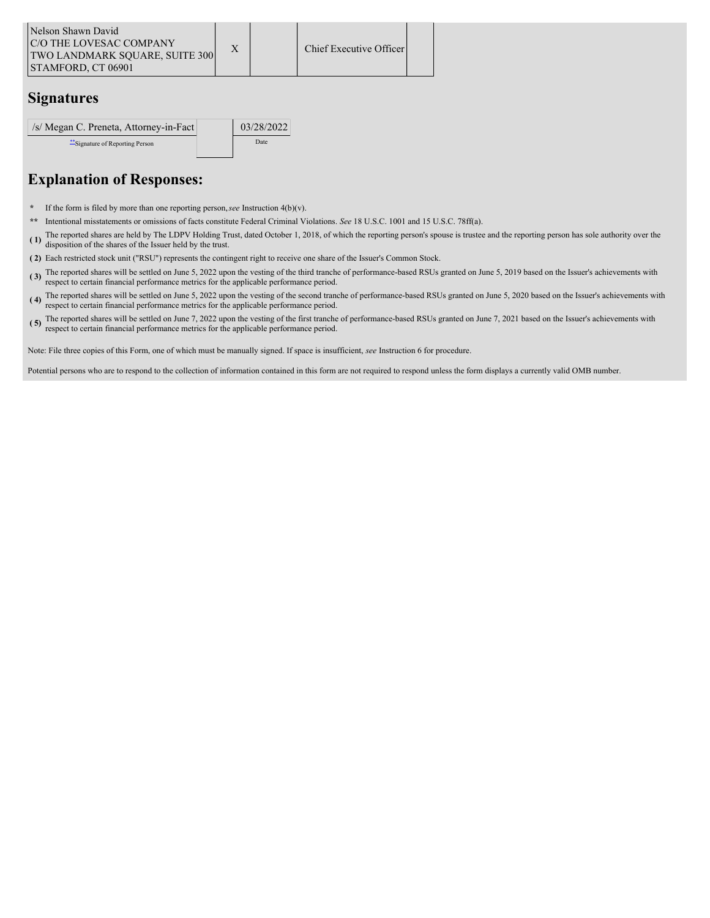| | | | | |
|---|---|---|---|---|
| Nelson Shawn David<br>C/O THE LOVESAC COMPANY<br>TWO LANDMARK SQUARE, SUITE 300<br>STAMFORD, CT 06901 | X | | Chief Executive Officer | |

## Signatures

| | | |
|---|---|---|
| /s/ Megan C. Preneta, Attorney-in-Fact | | 03/28/2022 |
| **Signature of Reporting Person | | Date |

## Explanation of Responses:

\* If the form is filed by more than one reporting person, *see* Instruction 4(b)(v).

\*\* Intentional misstatements or omissions of facts constitute Federal Criminal Violations. *See* 18 U.S.C. 1001 and 15 U.S.C. 78ff(a).

( 1) The reported shares are held by The LDPV Holding Trust, dated October 1, 2018, of which the reporting person's spouse is trustee and the reporting person has sole authority over the disposition of the shares of the Issuer held by the trust.

( 2) Each restricted stock unit ("RSU") represents the contingent right to receive one share of the Issuer's Common Stock.

( 3) The reported shares will be settled on June 5, 2022 upon the vesting of the third tranche of performance-based RSUs granted on June 5, 2019 based on the Issuer's achievements with respect to certain financial performance metrics for the applicable performance period.

( 4) The reported shares will be settled on June 5, 2022 upon the vesting of the second tranche of performance-based RSUs granted on June 5, 2020 based on the Issuer's achievements with respect to certain financial performance metrics for the applicable performance period.

( 5) The reported shares will be settled on June 7, 2022 upon the vesting of the first tranche of performance-based RSUs granted on June 7, 2021 based on the Issuer's achievements with respect to certain financial performance metrics for the applicable performance period.

Note: File three copies of this Form, one of which must be manually signed. If space is insufficient, *see* Instruction 6 for procedure.

Potential persons who are to respond to the collection of information contained in this form are not required to respond unless the form displays a currently valid OMB number.